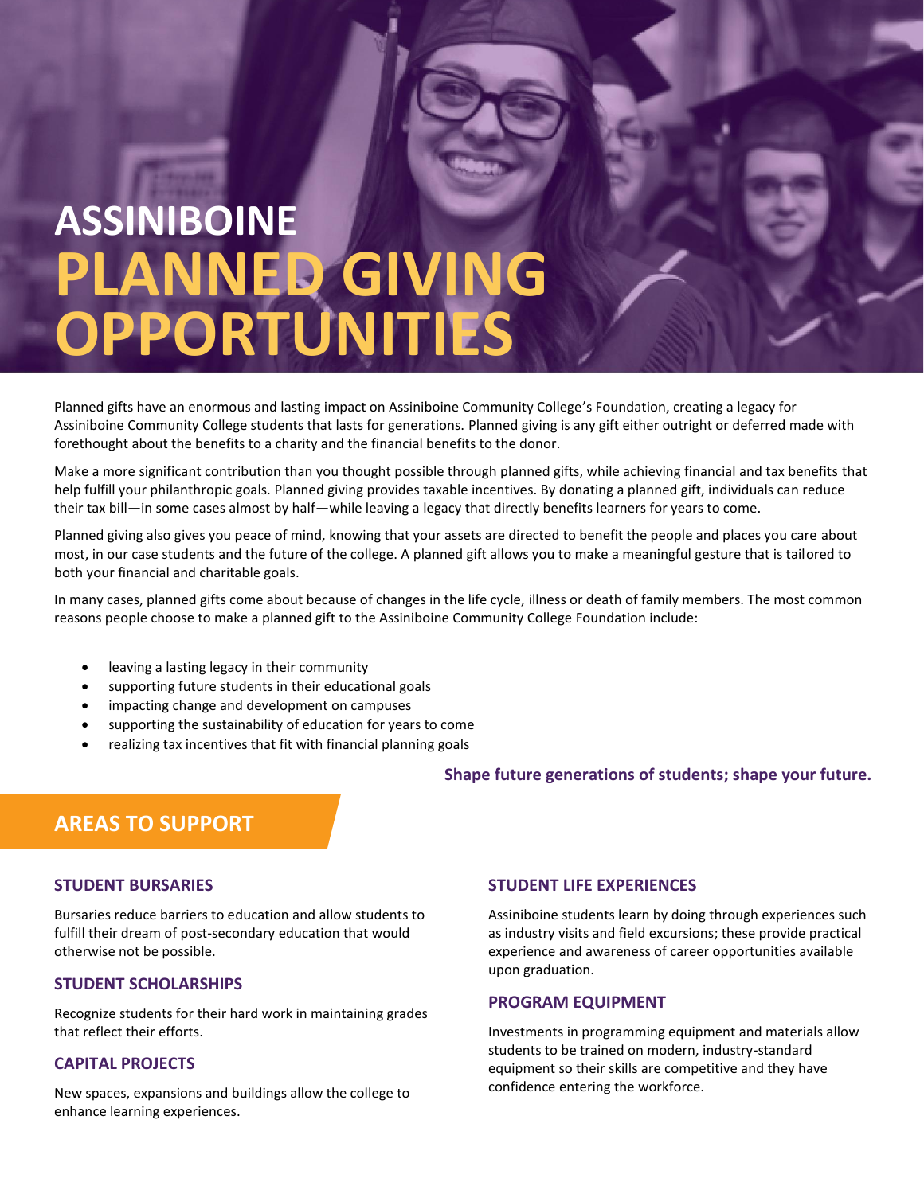# ASSINIBOINE PLANNED GIVING OPPORTUNITIES

Planned gifts have an enormous and lasting impact on Assiniboine Community College's Foundation, creating a legacy for Assiniboine Community College students that lasts for generations. Planned giving is any gift either outright or deferred made with forethought about the benefits to a charity and the financial benefits to the donor.

Make a more significant contribution than you thought possible through planned gifts, while achieving financial and tax benefits that help fulfill your philanthropic goals. Planned giving provides taxable incentives. By donating a planned gift, individuals can reduce their tax bill—in some cases almost by half—while leaving a legacy that directly benefits learners for years to come.

Planned giving also gives you peace of mind, knowing that your assets are directed to benefit the people and places you care about most, in our case students and the future of the college. A planned gift allows you to make a meaningful gesture that is tailored to both your financial and charitable goals.

In many cases, planned gifts come about because of changes in the life cycle, illness or death of family members. The most common reasons people choose to make a planned gift to the Assiniboine Community College Foundation include:

- leaving a lasting legacy in their community
- supporting future students in their educational goals
- impacting change and development on campuses
- supporting the sustainability of education for years to come
- realizing tax incentives that fit with financial planning goals

**Shape future generations of students; shape your future.**

## AREAS TO SUPPORT

### STUDENT BURSARIES

Bursaries reduce barriers to education and allow students to fulfill their dream of post-secondary education that would otherwise not be possible.

### STUDENT SCHOLARSHIPS

Recognize students for their hard work in maintaining grades that reflect their efforts.

### CAPITAL PROJECTS

New spaces, expansions and buildings allow the college to enhance learning experiences.

### STUDENT LIFE EXPERIENCES

Assiniboine students learn by doing through experiences such as industry visits and field excursions; these provide practical experience and awareness of career opportunities available upon graduation.

### PROGRAM EQUIPMENT

Investments in programming equipment and materials allow students to be trained on modern, industry-standard equipment so their skills are competitive and they have confidence entering the workforce.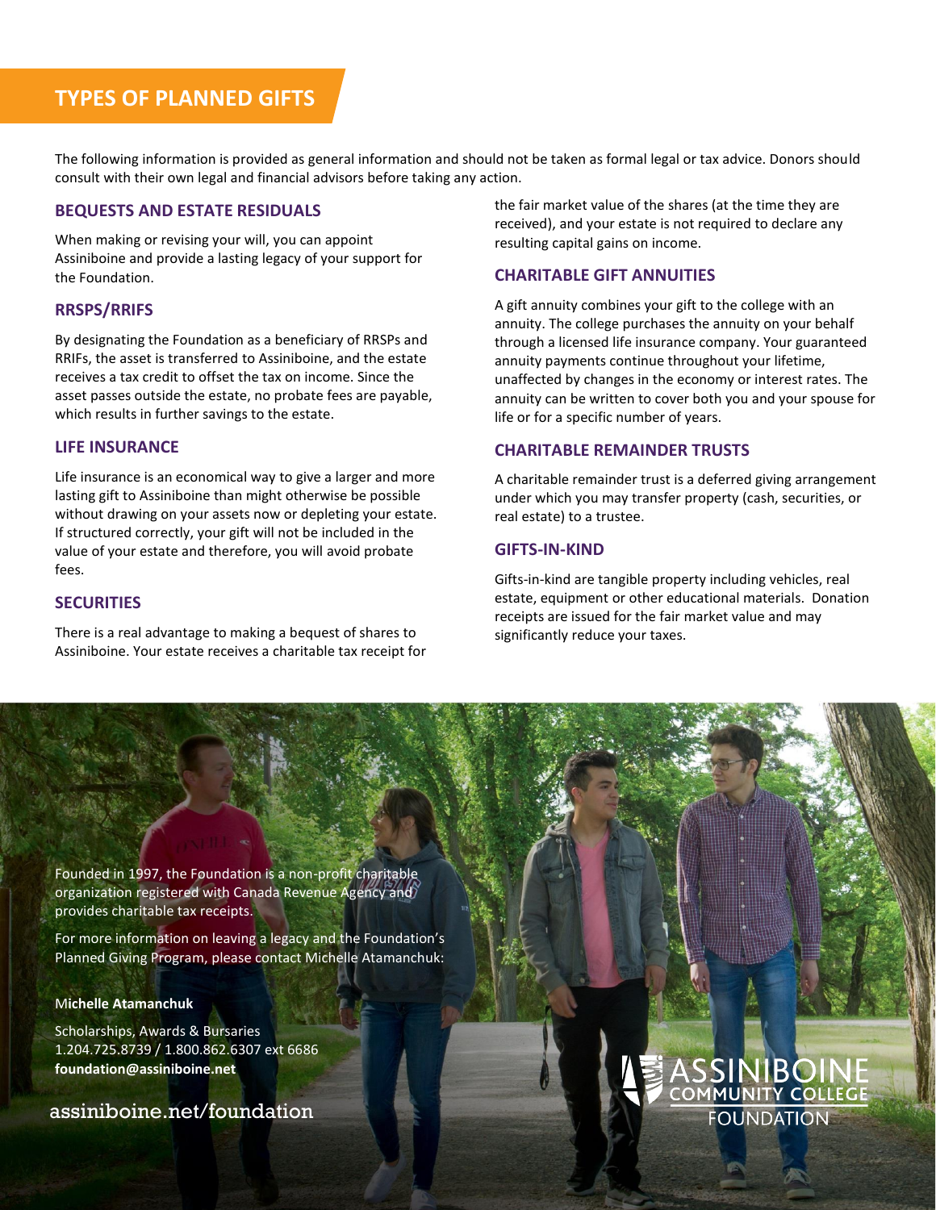# TYPES OF PLANNED GIFTS

The following information is provided as general information and should not be taken as formal legal or tax advice. Donors should consult with their own legal and financial advisors before taking any action.

## BEQUESTS AND ESTATE RESIDUALS

When making or revising your will, you can appoint Assiniboine and provide a lasting legacy of your support for the Foundation.

## RRSPS/RRIFS

By designating the Foundation as a beneficiary of RRSPs and RRIFs, the asset is transferred to Assiniboine, and the estate receives a tax credit to offset the tax on income. Since the asset passes outside the estate, no probate fees are payable, which results in further savings to the estate.

## LIFE INSURANCE

Life insurance is an economical way to give a larger and more lasting gift to Assiniboine than might otherwise be possible without drawing on your assets now or depleting your estate. If structured correctly, your gift will not be included in the value of your estate and therefore, you will avoid probate fees.

## SECURITIES

There is a real advantage to making a bequest of shares to Assiniboine. Your estate receives a charitable tax receipt for the fair market value of the shares (at the time they are received), and your estate is not required to declare any resulting capital gains on income.

## CHARITABLE GIFT ANNUITIES

A gift annuity combines your gift to the college with an annuity. The college purchases the annuity on your behalf through a licensed life insurance company. Your guaranteed annuity payments continue throughout your lifetime, unaffected by changes in the economy or interest rates. The annuity can be written to cover both you and your spouse for life or for a specific number of years.

## CHARITABLE REMAINDER TRUSTS

A charitable remainder trust is a deferred giving arrangement under which you may transfer property (cash, securities, or real estate) to a trustee.

## GIFTS-IN-KIND

Gifts-in-kind are tangible property including vehicles, real estate, equipment or other educational materials. Donation receipts are issued for the fair market value and may significantly reduce your taxes.

Founded in 1997, the Foundation is a non-profit charitable organization registered with Canada Revenue Agency and provides charitable tax receipts.

For more information on leaving a legacy and the Foundation's Planned Giving Program, please contact Michelle Atamanchuk:

**Michelle Atamanchuk**

Scholarships, Awards & Bursaries
1.204.725.8739 / 1.800.862.6307 ext 6686
**foundation@assiniboine.net**

assiniboine.net/foundation

ASSINIBOINE COMMUNITY COLLEGE FOUNDATION